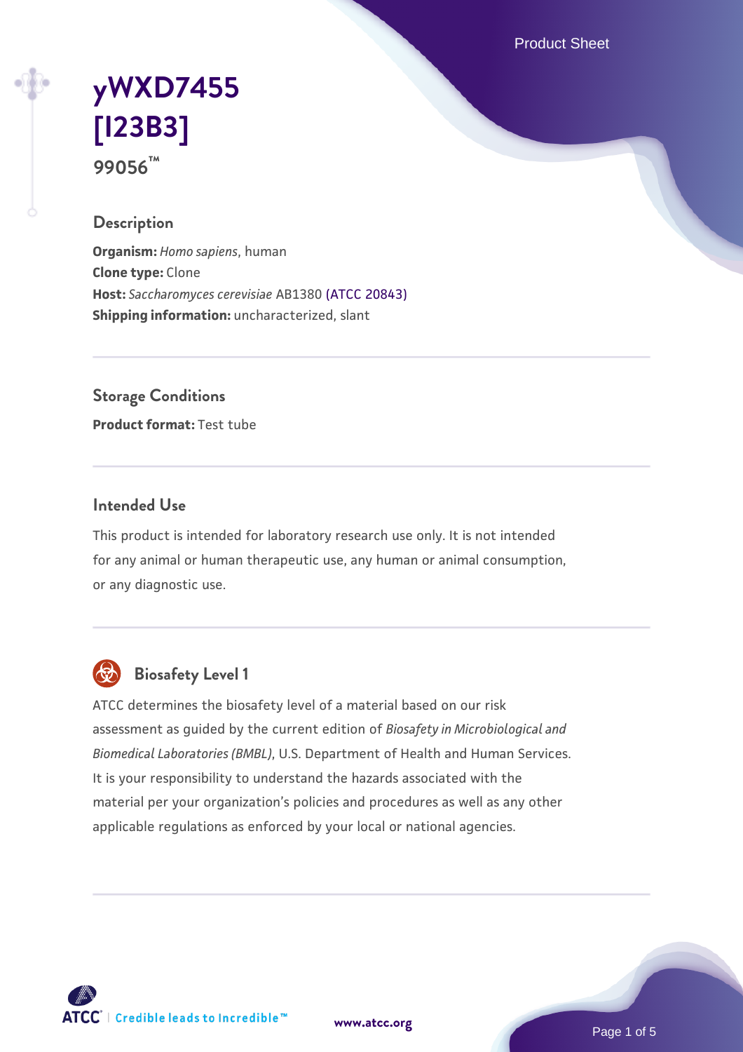# yWXD7455 [I23B3]

99056™

## Description

**Organism:** *Homo sapiens*, human
**Clone type:** Clone
**Host:** *Saccharomyces cerevisiae* AB1380 (ATCC 20843)
**Shipping information:** uncharacterized, slant

## Storage Conditions

**Product format:** Test tube

## Intended Use

This product is intended for laboratory research use only. It is not intended for any animal or human therapeutic use, any human or animal consumption, or any diagnostic use.

## Biosafety Level 1

ATCC determines the biosafety level of a material based on our risk assessment as guided by the current edition of *Biosafety in Microbiological and Biomedical Laboratories (BMBL)*, U.S. Department of Health and Human Services. It is your responsibility to understand the hazards associated with the material per your organization's policies and procedures as well as any other applicable regulations as enforced by your local or national agencies.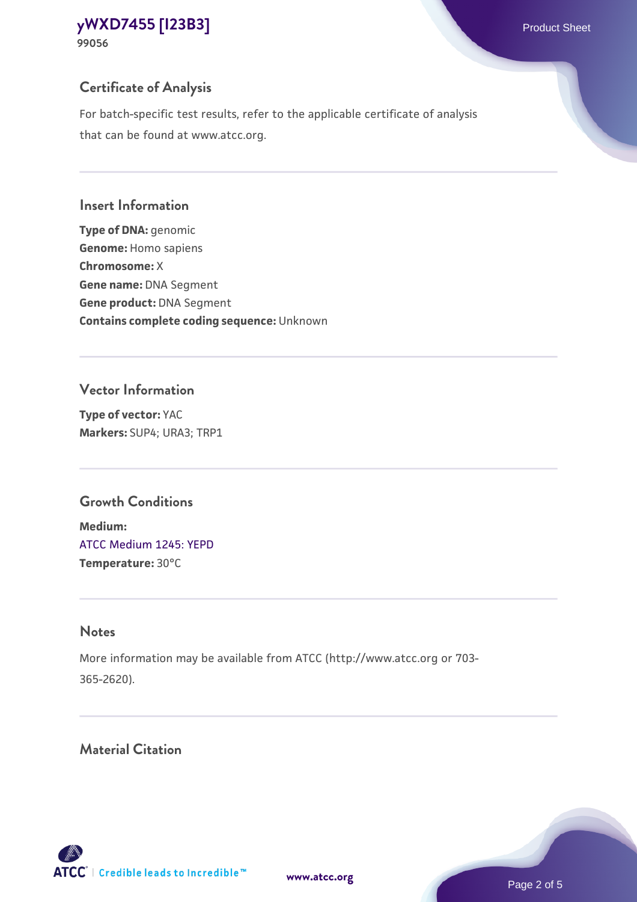## Certificate of Analysis

For batch-specific test results, refer to the applicable certificate of analysis that can be found at www.atcc.org.

## Insert Information

**Type of DNA:** genomic
**Genome:** Homo sapiens
**Chromosome:** X
**Gene name:** DNA Segment
**Gene product:** DNA Segment
**Contains complete coding sequence:** Unknown

## Vector Information

**Type of vector:** YAC
**Markers:** SUP4; URA3; TRP1

## Growth Conditions

**Medium:**
ATCC Medium 1245: YEPD
**Temperature:** 30°C

## Notes

More information may be available from ATCC (http://www.atcc.org or 703-365-2620).

## Material Citation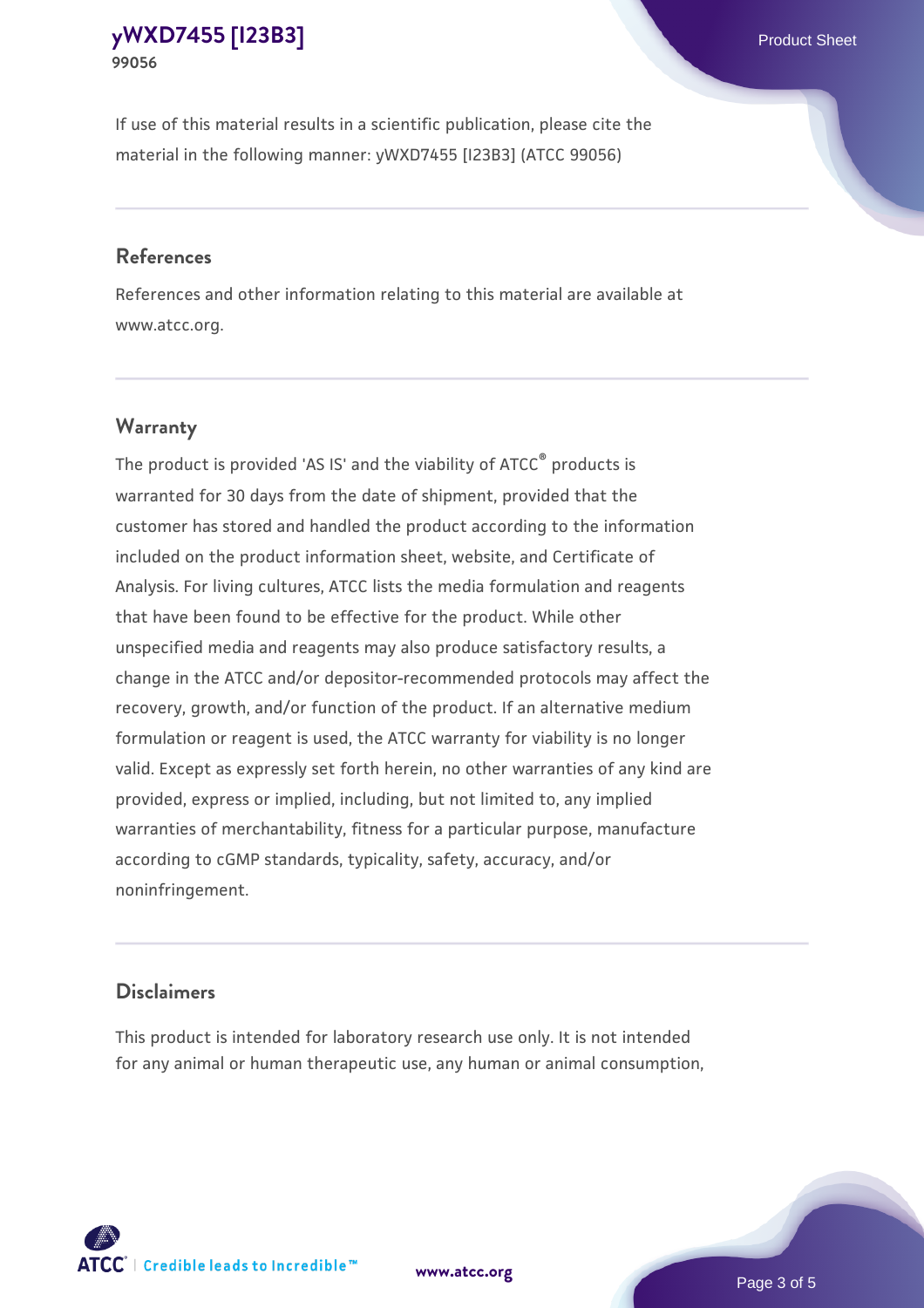If use of this material results in a scientific publication, please cite the material in the following manner: yWXD7455 [I23B3] (ATCC 99056)

## References

References and other information relating to this material are available at www.atcc.org.

## Warranty

The product is provided 'AS IS' and the viability of ATCC® products is warranted for 30 days from the date of shipment, provided that the customer has stored and handled the product according to the information included on the product information sheet, website, and Certificate of Analysis. For living cultures, ATCC lists the media formulation and reagents that have been found to be effective for the product. While other unspecified media and reagents may also produce satisfactory results, a change in the ATCC and/or depositor-recommended protocols may affect the recovery, growth, and/or function of the product. If an alternative medium formulation or reagent is used, the ATCC warranty for viability is no longer valid. Except as expressly set forth herein, no other warranties of any kind are provided, express or implied, including, but not limited to, any implied warranties of merchantability, fitness for a particular purpose, manufacture according to cGMP standards, typicality, safety, accuracy, and/or noninfringement.

## Disclaimers

This product is intended for laboratory research use only. It is not intended for any animal or human therapeutic use, any human or animal consumption,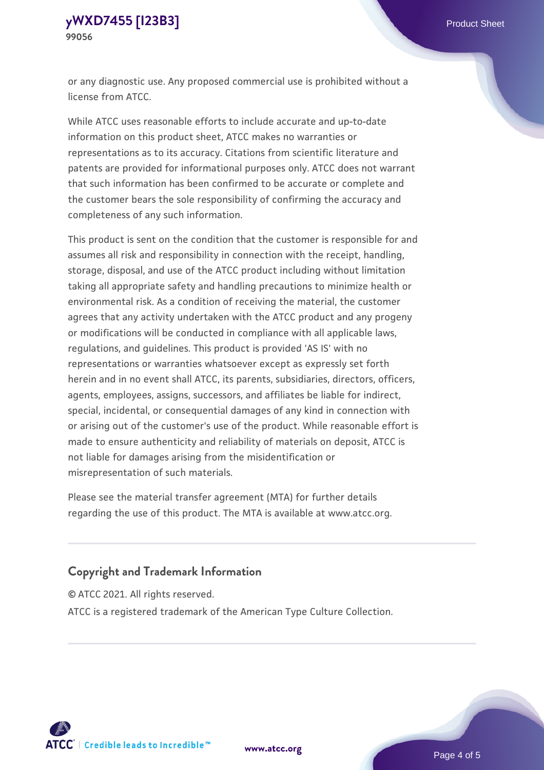or any diagnostic use. Any proposed commercial use is prohibited without a license from ATCC.

While ATCC uses reasonable efforts to include accurate and up-to-date information on this product sheet, ATCC makes no warranties or representations as to its accuracy. Citations from scientific literature and patents are provided for informational purposes only. ATCC does not warrant that such information has been confirmed to be accurate or complete and the customer bears the sole responsibility of confirming the accuracy and completeness of any such information.

This product is sent on the condition that the customer is responsible for and assumes all risk and responsibility in connection with the receipt, handling, storage, disposal, and use of the ATCC product including without limitation taking all appropriate safety and handling precautions to minimize health or environmental risk. As a condition of receiving the material, the customer agrees that any activity undertaken with the ATCC product and any progeny or modifications will be conducted in compliance with all applicable laws, regulations, and guidelines. This product is provided 'AS IS' with no representations or warranties whatsoever except as expressly set forth herein and in no event shall ATCC, its parents, subsidiaries, directors, officers, agents, employees, assigns, successors, and affiliates be liable for indirect, special, incidental, or consequential damages of any kind in connection with or arising out of the customer's use of the product. While reasonable effort is made to ensure authenticity and reliability of materials on deposit, ATCC is not liable for damages arising from the misidentification or misrepresentation of such materials.

Please see the material transfer agreement (MTA) for further details regarding the use of this product. The MTA is available at www.atcc.org.

## Copyright and Trademark Information

© ATCC 2021. All rights reserved.

ATCC is a registered trademark of the American Type Culture Collection.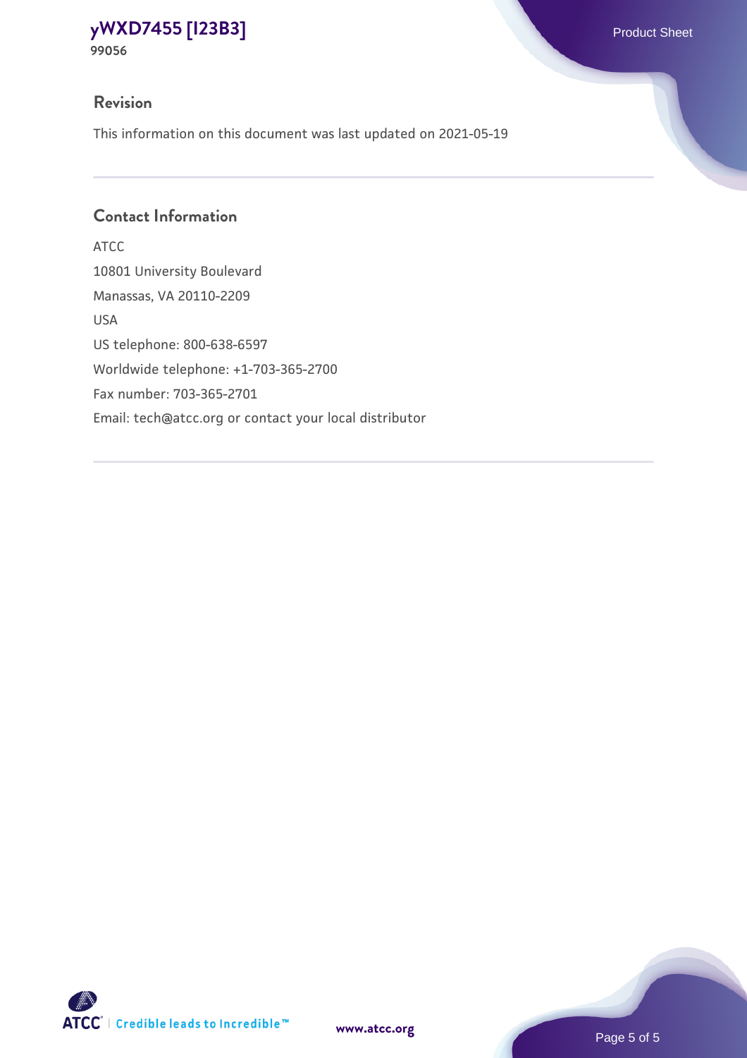## Revision

This information on this document was last updated on 2021-05-19

## Contact Information

ATCC
10801 University Boulevard
Manassas, VA 20110-2209
USA
US telephone: 800-638-6597
Worldwide telephone: +1-703-365-2700
Fax number: 703-365-2701
Email: tech@atcc.org or contact your local distributor